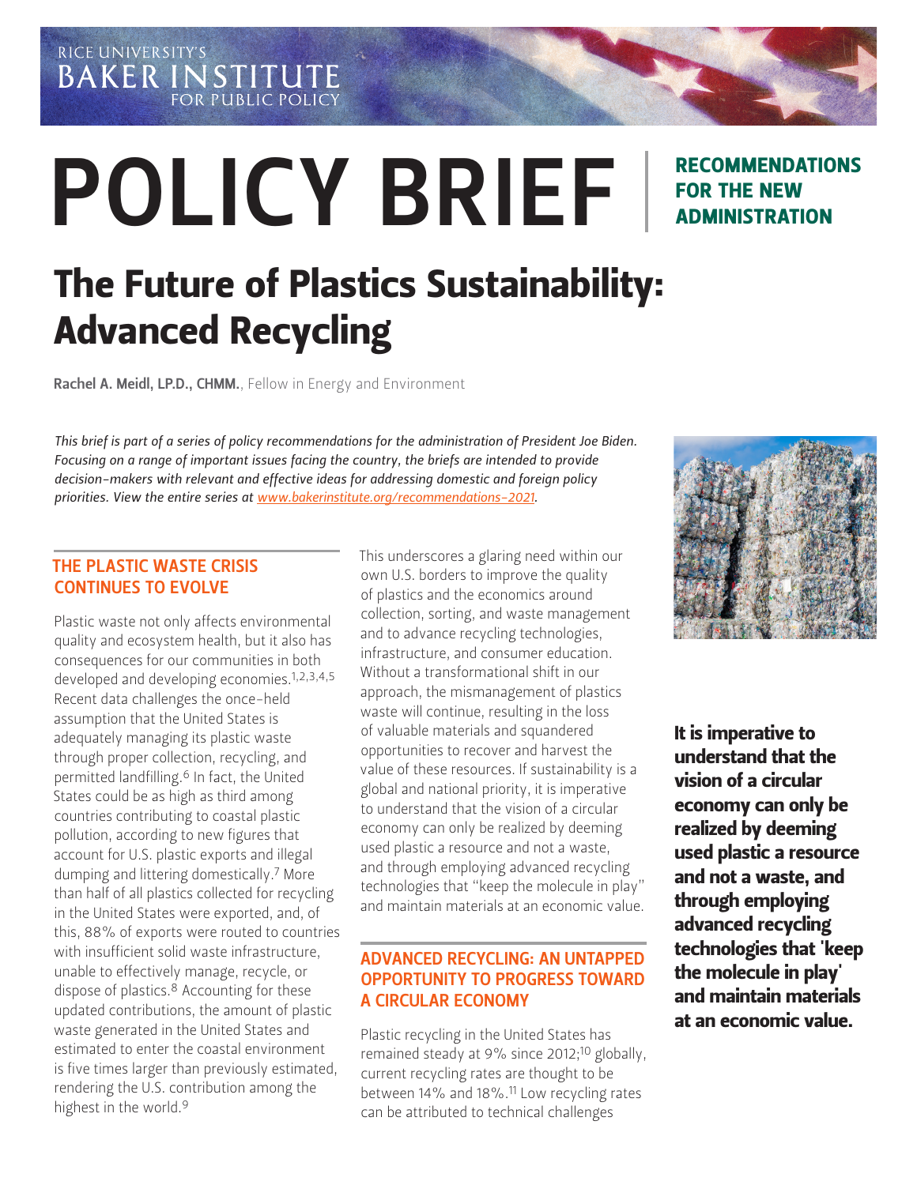RICE UNIVERSITY'S BAKER INSTITUTE FOR PUBLIC POLICY

# POLICY BRIEF

**RECOMMENDATIONS FOR THE NEW ADMINISTRATION**

# The Future of Plastics Sustainability: Advanced Recycling

**Rachel A. Meidl, LP.D., CHMM.**, Fellow in Energy and Environment

*This brief is part of a series of policy recommendations for the administration of President Joe Biden. Focusing on a range of important issues facing the country, the briefs are intended to provide decision-makers with relevant and effective ideas for addressing domestic and foreign policy priorities. View the entire series at www.bakerinstitute.org/recommendations-2021.*

## THE PLASTIC WASTE CRISIS CONTINUES TO EVOLVE

Plastic waste not only affects environmental quality and ecosystem health, but it also has consequences for our communities in both developed and developing economies.[1,2,3,4,5] Recent data challenges the once-held assumption that the United States is adequately managing its plastic waste through proper collection, recycling, and permitted landfilling.[6] In fact, the United States could be as high as third among countries contributing to coastal plastic pollution, according to new figures that account for U.S. plastic exports and illegal dumping and littering domestically.[7] More than half of all plastics collected for recycling in the United States were exported, and, of this, 88% of exports were routed to countries with insufficient solid waste infrastructure, unable to effectively manage, recycle, or dispose of plastics.[8] Accounting for these updated contributions, the amount of plastic waste generated in the United States and estimated to enter the coastal environment is five times larger than previously estimated, rendering the U.S. contribution among the highest in the world.[9]

This underscores a glaring need within our own U.S. borders to improve the quality of plastics and the economics around collection, sorting, and waste management and to advance recycling technologies, infrastructure, and consumer education. Without a transformational shift in our approach, the mismanagement of plastics waste will continue, resulting in the loss of valuable materials and squandered opportunities to recover and harvest the value of these resources. If sustainability is a global and national priority, it is imperative to understand that the vision of a circular economy can only be realized by deeming used plastic a resource and not a waste, and through employing advanced recycling technologies that "keep the molecule in play" and maintain materials at an economic value.

**It is imperative to understand that the vision of a circular economy can only be realized by deeming used plastic a resource and not a waste, and through employing advanced recycling technologies that 'keep the molecule in play' and maintain materials at an economic value.**

## ADVANCED RECYCLING: AN UNTAPPED OPPORTUNITY TO PROGRESS TOWARD A CIRCULAR ECONOMY

Plastic recycling in the United States has remained steady at 9% since 2012;[10] globally, current recycling rates are thought to be between 14% and 18%.[11] Low recycling rates can be attributed to technical challenges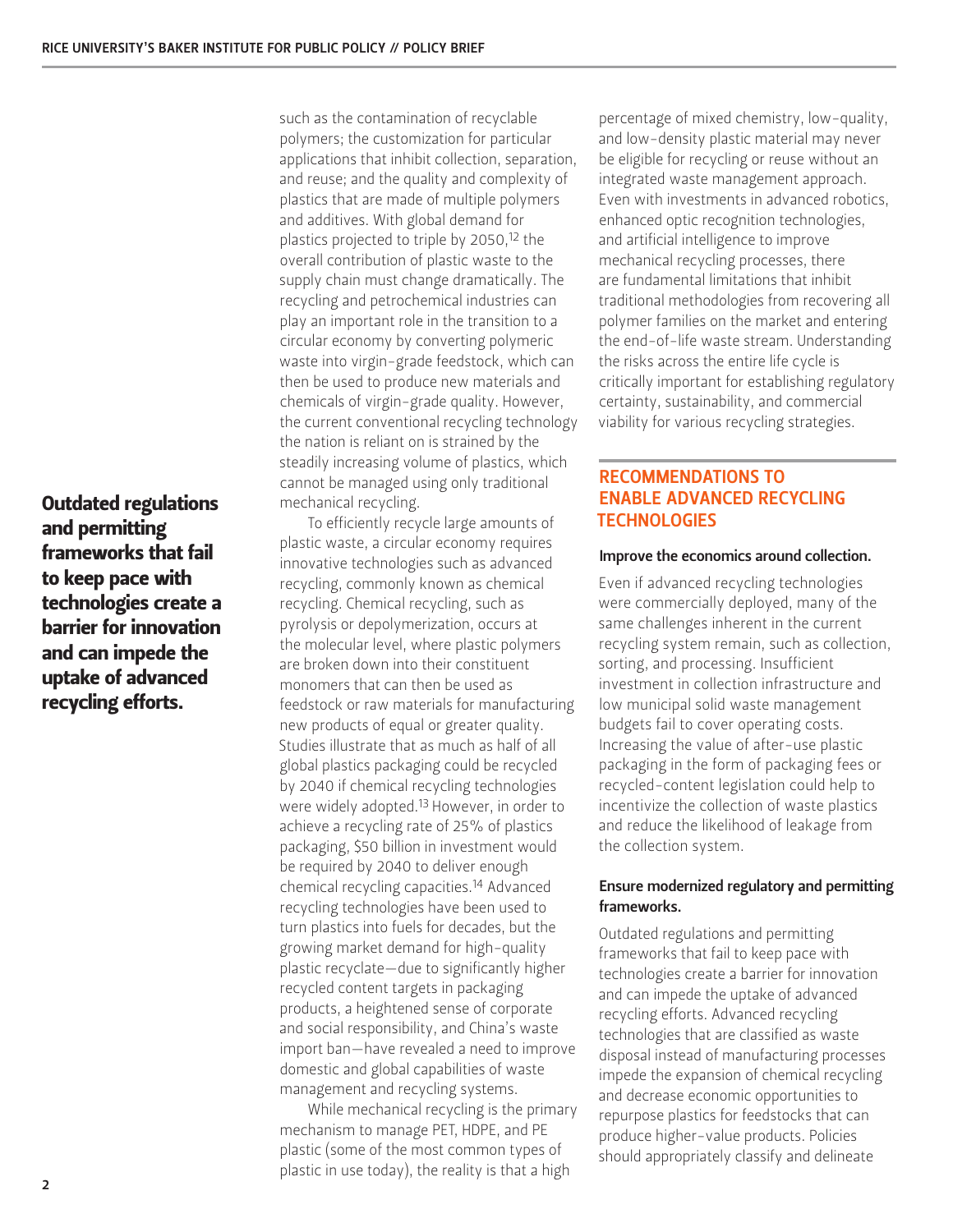such as the contamination of recyclable polymers; the customization for particular applications that inhibit collection, separation, and reuse; and the quality and complexity of plastics that are made of multiple polymers and additives. With global demand for plastics projected to triple by 2050,[12] the overall contribution of plastic waste to the supply chain must change dramatically. The recycling and petrochemical industries can play an important role in the transition to a circular economy by converting polymeric waste into virgin-grade feedstock, which can then be used to produce new materials and chemicals of virgin-grade quality. However, the current conventional recycling technology the nation is reliant on is strained by the steadily increasing volume of plastics, which cannot be managed using only traditional mechanical recycling.

**Outdated regulations and permitting frameworks that fail to keep pace with technologies create a barrier for innovation and can impede the uptake of advanced recycling efforts.**

To efficiently recycle large amounts of plastic waste, a circular economy requires innovative technologies such as advanced recycling, commonly known as chemical recycling. Chemical recycling, such as pyrolysis or depolymerization, occurs at the molecular level, where plastic polymers are broken down into their constituent monomers that can then be used as feedstock or raw materials for manufacturing new products of equal or greater quality. Studies illustrate that as much as half of all global plastics packaging could be recycled by 2040 if chemical recycling technologies were widely adopted.[13] However, in order to achieve a recycling rate of 25% of plastics packaging, $50 billion in investment would be required by 2040 to deliver enough chemical recycling capacities.[14] Advanced recycling technologies have been used to turn plastics into fuels for decades, but the growing market demand for high-quality plastic recyclate—due to significantly higher recycled content targets in packaging products, a heightened sense of corporate and social responsibility, and China's waste import ban—have revealed a need to improve domestic and global capabilities of waste management and recycling systems.

While mechanical recycling is the primary mechanism to manage PET, HDPE, and PE plastic (some of the most common types of plastic in use today), the reality is that a high percentage of mixed chemistry, low-quality, and low-density plastic material may never be eligible for recycling or reuse without an integrated waste management approach. Even with investments in advanced robotics, enhanced optic recognition technologies, and artificial intelligence to improve mechanical recycling processes, there are fundamental limitations that inhibit traditional methodologies from recovering all polymer families on the market and entering the end-of-life waste stream. Understanding the risks across the entire life cycle is critically important for establishing regulatory certainty, sustainability, and commercial viability for various recycling strategies.

## RECOMMENDATIONS TO ENABLE ADVANCED RECYCLING TECHNOLOGIES

### Improve the economics around collection.

Even if advanced recycling technologies were commercially deployed, many of the same challenges inherent in the current recycling system remain, such as collection, sorting, and processing. Insufficient investment in collection infrastructure and low municipal solid waste management budgets fail to cover operating costs. Increasing the value of after-use plastic packaging in the form of packaging fees or recycled-content legislation could help to incentivize the collection of waste plastics and reduce the likelihood of leakage from the collection system.

### Ensure modernized regulatory and permitting frameworks.

Outdated regulations and permitting frameworks that fail to keep pace with technologies create a barrier for innovation and can impede the uptake of advanced recycling efforts. Advanced recycling technologies that are classified as waste disposal instead of manufacturing processes impede the expansion of chemical recycling and decrease economic opportunities to repurpose plastics for feedstocks that can produce higher-value products. Policies should appropriately classify and delineate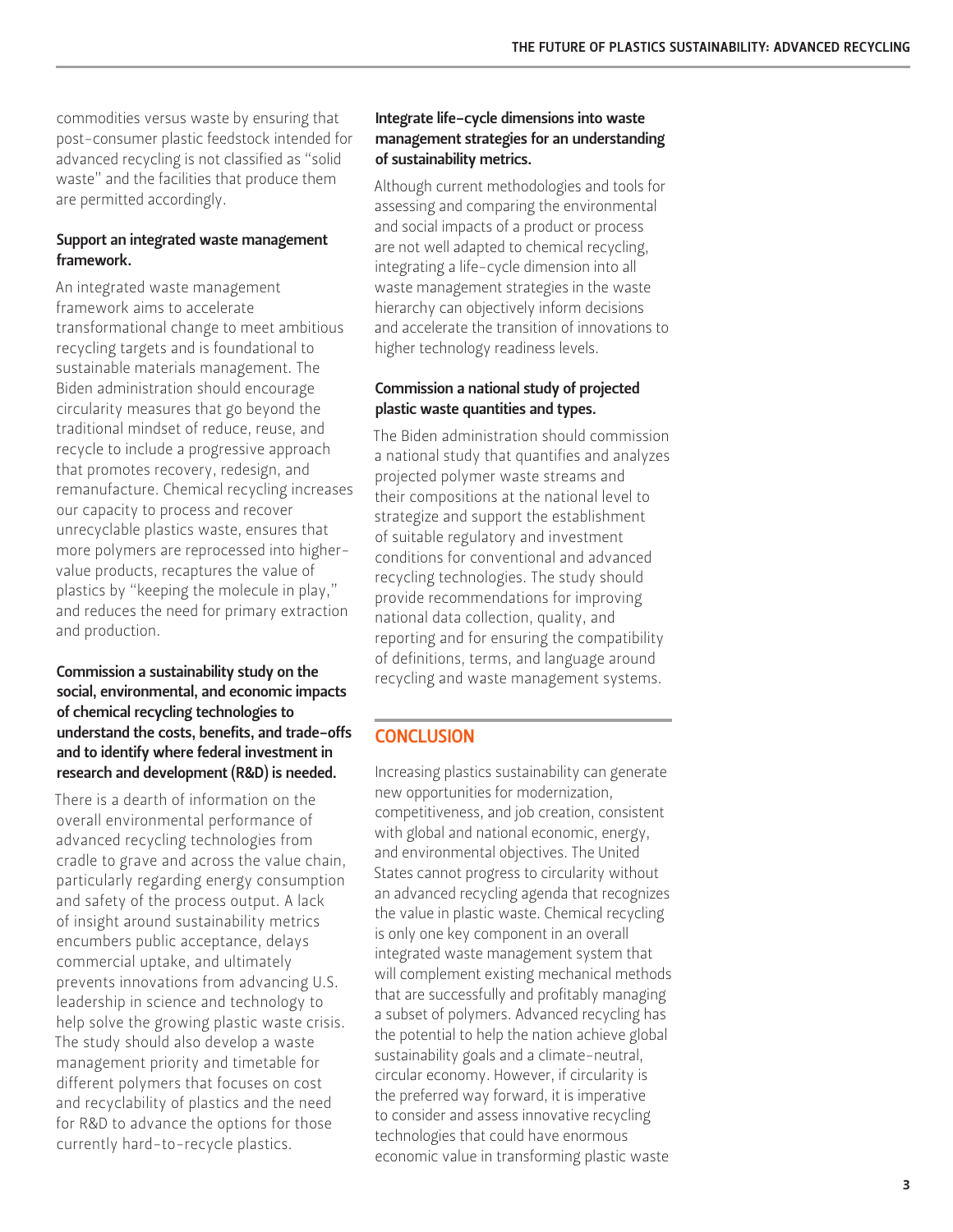commodities versus waste by ensuring that post-consumer plastic feedstock intended for advanced recycling is not classified as "solid waste" and the facilities that produce them are permitted accordingly.

**Support an integrated waste management framework.**

An integrated waste management framework aims to accelerate transformational change to meet ambitious recycling targets and is foundational to sustainable materials management. The Biden administration should encourage circularity measures that go beyond the traditional mindset of reduce, reuse, and recycle to include a progressive approach that promotes recovery, redesign, and remanufacture. Chemical recycling increases our capacity to process and recover unrecyclable plastics waste, ensures that more polymers are reprocessed into higher-value products, recaptures the value of plastics by "keeping the molecule in play," and reduces the need for primary extraction and production.

**Commission a sustainability study on the social, environmental, and economic impacts of chemical recycling technologies to understand the costs, benefits, and trade-offs and to identify where federal investment in research and development (R&D) is needed.**

There is a dearth of information on the overall environmental performance of advanced recycling technologies from cradle to grave and across the value chain, particularly regarding energy consumption and safety of the process output. A lack of insight around sustainability metrics encumbers public acceptance, delays commercial uptake, and ultimately prevents innovations from advancing U.S. leadership in science and technology to help solve the growing plastic waste crisis. The study should also develop a waste management priority and timetable for different polymers that focuses on cost and recyclability of plastics and the need for R&D to advance the options for those currently hard-to-recycle plastics.

**Integrate life-cycle dimensions into waste management strategies for an understanding of sustainability metrics.**

Although current methodologies and tools for assessing and comparing the environmental and social impacts of a product or process are not well adapted to chemical recycling, integrating a life-cycle dimension into all waste management strategies in the waste hierarchy can objectively inform decisions and accelerate the transition of innovations to higher technology readiness levels.

**Commission a national study of projected plastic waste quantities and types.**

The Biden administration should commission a national study that quantifies and analyzes projected polymer waste streams and their compositions at the national level to strategize and support the establishment of suitable regulatory and investment conditions for conventional and advanced recycling technologies. The study should provide recommendations for improving national data collection, quality, and reporting and for ensuring the compatibility of definitions, terms, and language around recycling and waste management systems.

## CONCLUSION

Increasing plastics sustainability can generate new opportunities for modernization, competitiveness, and job creation, consistent with global and national economic, energy, and environmental objectives. The United States cannot progress to circularity without an advanced recycling agenda that recognizes the value in plastic waste. Chemical recycling is only one key component in an overall integrated waste management system that will complement existing mechanical methods that are successfully and profitably managing a subset of polymers. Advanced recycling has the potential to help the nation achieve global sustainability goals and a climate-neutral, circular economy. However, if circularity is the preferred way forward, it is imperative to consider and assess innovative recycling technologies that could have enormous economic value in transforming plastic waste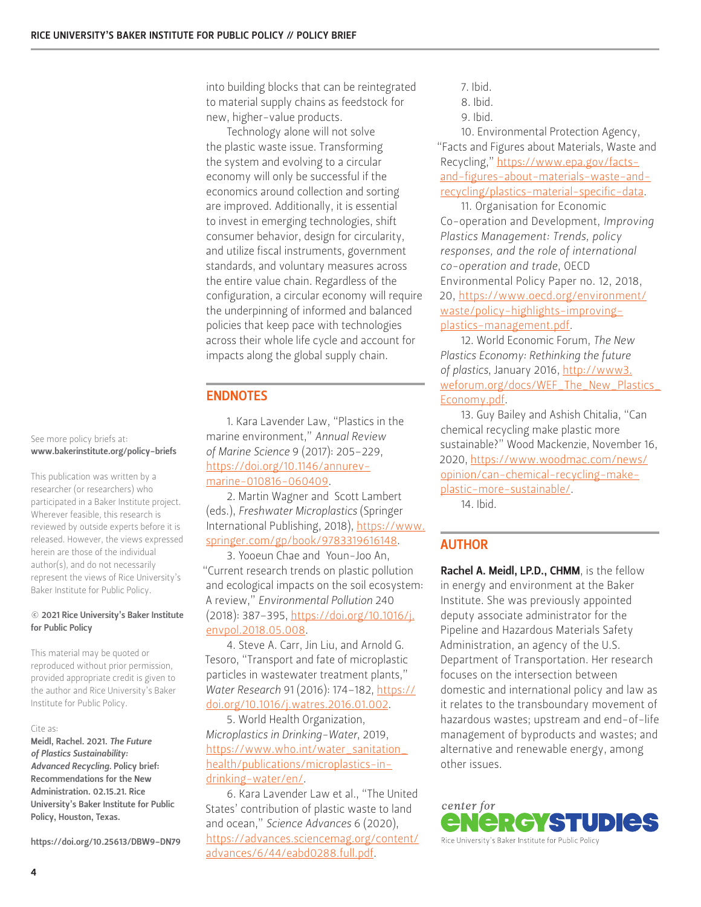into building blocks that can be reintegrated to material supply chains as feedstock for new, higher-value products.

Technology alone will not solve the plastic waste issue. Transforming the system and evolving to a circular economy will only be successful if the economics around collection and sorting are improved. Additionally, it is essential to invest in emerging technologies, shift consumer behavior, design for circularity, and utilize fiscal instruments, government standards, and voluntary measures across the entire value chain. Regardless of the configuration, a circular economy will require the underpinning of informed and balanced policies that keep pace with technologies across their whole life cycle and account for impacts along the global supply chain.

## ENDNOTES

1. Kara Lavender Law, "Plastics in the marine environment," *Annual Review of Marine Science* 9 (2017): 205–229, https://doi.org/10.1146/annurev-marine-010816-060409.

2. Martin Wagner and Scott Lambert (eds.), *Freshwater Microplastics* (Springer International Publishing, 2018), https://www.springer.com/gp/book/9783319616148.

3. Yooeun Chae and Youn-Joo An, "Current research trends on plastic pollution and ecological impacts on the soil ecosystem: A review," *Environmental Pollution* 240 (2018): 387–395, https://doi.org/10.1016/j.envpol.2018.05.008.

4. Steve A. Carr, Jin Liu, and Arnold G. Tesoro, "Transport and fate of microplastic particles in wastewater treatment plants," *Water Research* 91 (2016): 174–182, https://doi.org/10.1016/j.watres.2016.01.002.

5. World Health Organization, *Microplastics in Drinking-Water*, 2019, https://www.who.int/water_sanitation_health/publications/microplastics-in-drinking-water/en/.

6. Kara Lavender Law et al., "The United States' contribution of plastic waste to land and ocean," *Science Advances* 6 (2020), https://advances.sciencemag.org/content/advances/6/44/eabd0288.full.pdf.

7. Ibid.

8. Ibid.

9. Ibid.

10. Environmental Protection Agency, "Facts and Figures about Materials, Waste and Recycling," https://www.epa.gov/facts-and-figures-about-materials-waste-and-recycling/plastics-material-specific-data.

11. Organisation for Economic Co-operation and Development, *Improving Plastics Management: Trends, policy responses, and the role of international co-operation and trade*, OECD Environmental Policy Paper no. 12, 2018, 20, https://www.oecd.org/environment/waste/policy-highlights-improving-plastics-management.pdf.

12. World Economic Forum, *The New Plastics Economy: Rethinking the future of plastics*, January 2016, http://www3.weforum.org/docs/WEF_The_New_Plastics_Economy.pdf.

13. Guy Bailey and Ashish Chitalia, "Can chemical recycling make plastic more sustainable?" Wood Mackenzie, November 16, 2020, https://www.woodmac.com/news/opinion/can-chemical-recycling-make-plastic-more-sustainable/.

14. Ibid.

## AUTHOR

**Rachel A. Meidl, LP.D., CHMM**, is the fellow in energy and environment at the Baker Institute. She was previously appointed deputy associate administrator for the Pipeline and Hazardous Materials Safety Administration, an agency of the U.S. Department of Transportation. Her research focuses on the intersection between domestic and international policy and law as it relates to the transboundary movement of hazardous wastes; upstream and end-of-life management of byproducts and wastes; and alternative and renewable energy, among other issues.

center for ENERGY STUDIES
Rice University's Baker Institute for Public Policy

See more policy briefs at:
**www.bakerinstitute.org/policy-briefs**

This publication was written by a researcher (or researchers) who participated in a Baker Institute project. Wherever feasible, this research is reviewed by outside experts before it is released. However, the views expressed herein are those of the individual author(s), and do not necessarily represent the views of Rice University's Baker Institute for Public Policy.

**© 2021 Rice University's Baker Institute for Public Policy**

This material may be quoted or reproduced without prior permission, provided appropriate credit is given to the author and Rice University's Baker Institute for Public Policy.

Cite as:
**Meidl, Rachel. 2021. *The Future of Plastics Sustainability: Advanced Recycling.* Policy brief: Recommendations for the New Administration. 02.15.21. Rice University's Baker Institute for Public Policy, Houston, Texas.**

**https://doi.org/10.25613/DBW9-DN79**